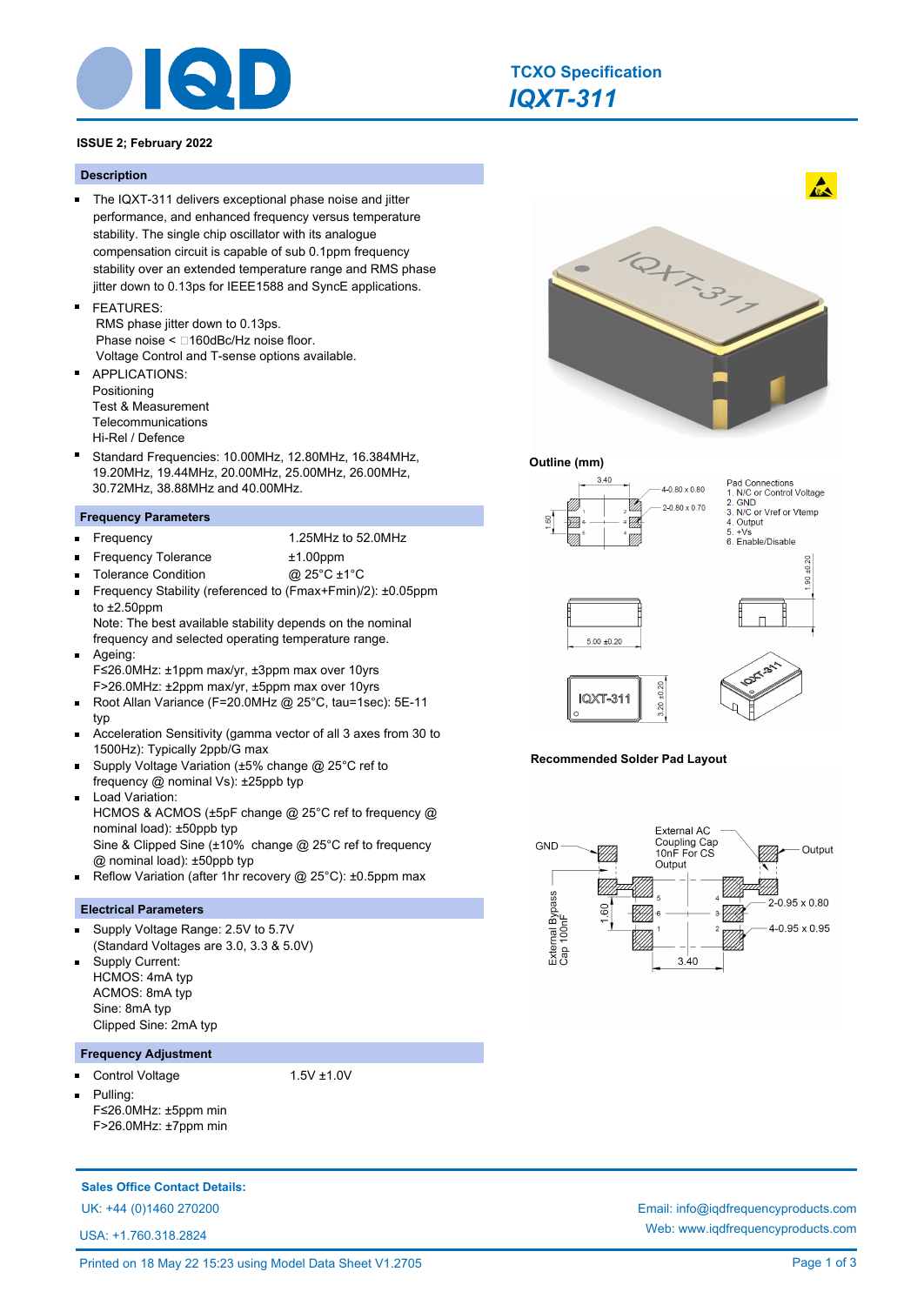# TCXO Specification

## IQXT-311

**ISSUE 2; February 2022**

### Description

- The IQXT-311 delivers exceptional phase noise and jitter performance, and enhanced frequency versus temperature stability. The single chip oscillator with its analogue compensation circuit is capable of sub 0.1ppm frequency stability over an extended temperature range and RMS phase jitter down to 0.13ps for IEEE1588 and SyncE applications.
- FEATURES:
  RMS phase jitter down to 0.13ps.
  Phase noise < □160dBc/Hz noise floor.
  Voltage Control and T-sense options available.
- APPLICATIONS:
  Positioning
  Test & Measurement
  Telecommunications
  Hi-Rel / Defence
- Standard Frequencies: 10.00MHz, 12.80MHz, 16.384MHz, 19.20MHz, 19.44MHz, 20.00MHz, 25.00MHz, 26.00MHz, 30.72MHz, 38.88MHz and 40.00MHz.

### Frequency Parameters

- Frequency: 1.25MHz to 52.0MHz
- Frequency Tolerance: ±1.00ppm
- Tolerance Condition: @ 25°C ±1°C
- Frequency Stability (referenced to (Fmax+Fmin)/2): ±0.05ppm to ±2.50ppm
  Note: The best available stability depends on the nominal frequency and selected operating temperature range.
- Ageing:
  F≤26.0MHz: ±1ppm max/yr, ±3ppm max over 10yrs
  F>26.0MHz: ±2ppm max/yr, ±5ppm max over 10yrs
- Root Allan Variance (F=20.0MHz @ 25°C, tau=1sec): 5E-11 typ
- Acceleration Sensitivity (gamma vector of all 3 axes from 30 to 1500Hz): Typically 2ppb/G max
- Supply Voltage Variation (±5% change @ 25°C ref to frequency @ nominal Vs): ±25ppb typ
- Load Variation:
  HCMOS & ACMOS (±5pF change @ 25°C ref to frequency @ nominal load): ±50ppb typ
  Sine & Clipped Sine (±10% change @ 25°C ref to frequency @ nominal load): ±50ppb typ
- Reflow Variation (after 1hr recovery @ 25°C): ±0.5ppm max

### Electrical Parameters

- Supply Voltage Range: 2.5V to 5.7V
  (Standard Voltages are 3.0, 3.3 & 5.0V)
- Supply Current:
  HCMOS: 4mA typ
  ACMOS: 8mA typ
  Sine: 8mA typ
  Clipped Sine: 2mA typ

### Frequency Adjustment

- Control Voltage: 1.5V ±1.0V
- Pulling:
  F≤26.0MHz: ±5ppm min
  F>26.0MHz: ±7ppm min

### Outline (mm)

3.40; 1.60; 4-0.80 x 0.80; 2-0.80 x 0.70; 5.00 ±0.20; 1.90 ±0.20; 3.20 ±0.20; IQXT-311

Pad Connections
1. N/C or Control Voltage
2. GND
3. N/C or Vref or Vtemp
4. Output
5. +Vs
6. Enable/Disable

### Recommended Solder Pad Layout

GND; External AC Coupling Cap 10nF For CS Output; Output; 2-0.95 x 0.80; 4-0.95 x 0.95; External Bypass Cap 100nF; 1.60; 3.40

**Sales Office Contact Details:**

UK: +44 (0)1460 270200

USA: +1.760.318.2824

Email: info@iqdfrequencyproducts.com

Web: www.iqdfrequencyproducts.com

Printed on 18 May 22 15:23 using Model Data Sheet V1.2705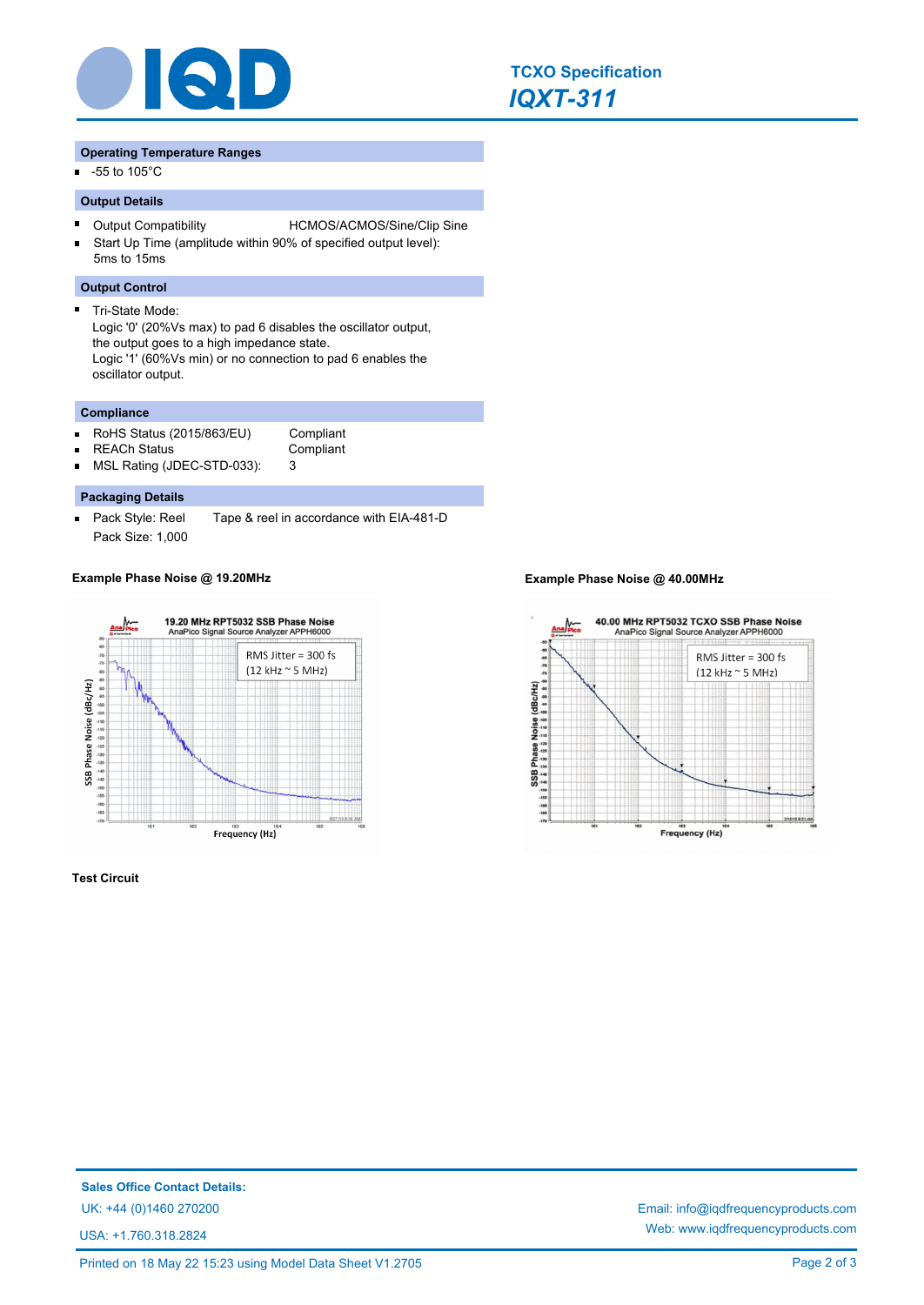## Operating Temperature Ranges

- -55 to 105°C

## Output Details

- Output Compatibility HCMOS/ACMOS/Sine/Clip Sine
- Start Up Time (amplitude within 90% of specified output level): 5ms to 15ms

## Output Control

- Tri-State Mode:
  Logic '0' (20%Vs max) to pad 6 disables the oscillator output, the output goes to a high impedance state.
  Logic '1' (60%Vs min) or no connection to pad 6 enables the oscillator output.

## Compliance

| | |
|---|---|
| RoHS Status (2015/863/EU) | Compliant |
| REACh Status | Compliant |
| MSL Rating (JDEC-STD-033): | 3 |

## Packaging Details

- Pack Style: Reel Tape & reel in accordance with EIA-481-D
  Pack Size: 1,000

**Example Phase Noise @ 19.20MHz**

**Example Phase Noise @ 40.00MHz**

**Test Circuit**

**Sales Office Contact Details:**

UK: +44 (0)1460 270200

USA: +1.760.318.2824

Email: info@iqdfrequencyproducts.com

Web: www.iqdfrequencyproducts.com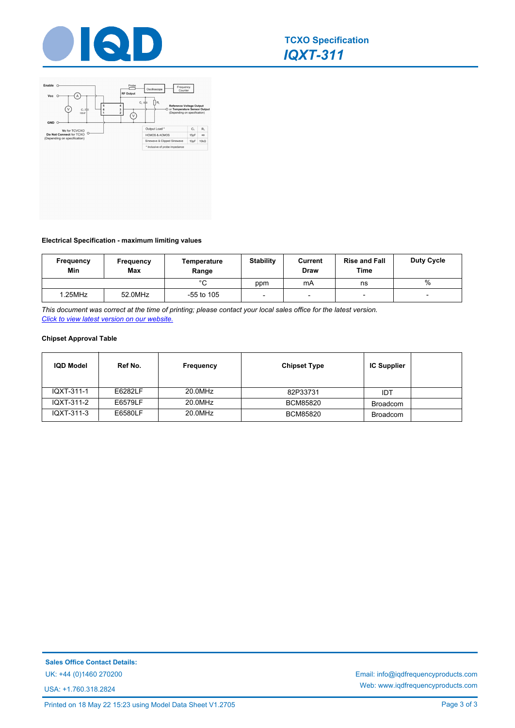Enable

Vcc

GND

Vc for TCVCXO
Do Not Connect for TCXO
(Depending on specification)

A

V

$C_1$ 100nF

5
6
1

4
3
2

V

RF Output

Probe

Oscilloscope

Frequency Counter

$C_L$

$R_L$

Reference Voltage Output
or Temperature Sensor Output
(Depending on specification)

| Output Load * | $C_L$ | $R_L$ |
|---|---|---|
| HCMOS & ACMOS | 15pF | ∞ |
| Sinewave & Clipped Sinewave | 10pF | 10kΩ |

\* Inclusive of probe impedance

#### Electrical Specification - maximum limiting values

| Frequency Min | Frequency Max | Temperature Range | Stability | Current Draw | Rise and Fall Time | Duty Cycle |
|---|---|---|---|---|---|---|
| | | °C | ppm | mA | ns | % |
| 1.25MHz | 52.0MHz | -55 to 105 | - | - | - | - |

*This document was correct at the time of printing; please contact your local sales office for the latest version.*
*Click to view latest version on our website.*

#### Chipset Approval Table

| IQD Model | Ref No. | Frequency | Chipset Type | IC Supplier | |
|---|---|---|---|---|---|
| IQXT-311-1 | E6282LF | 20.0MHz | 82P33731 | IDT | |
| IQXT-311-2 | E6579LF | 20.0MHz | BCM85820 | Broadcom | |
| IQXT-311-3 | E6580LF | 20.0MHz | BCM85820 | Broadcom | |